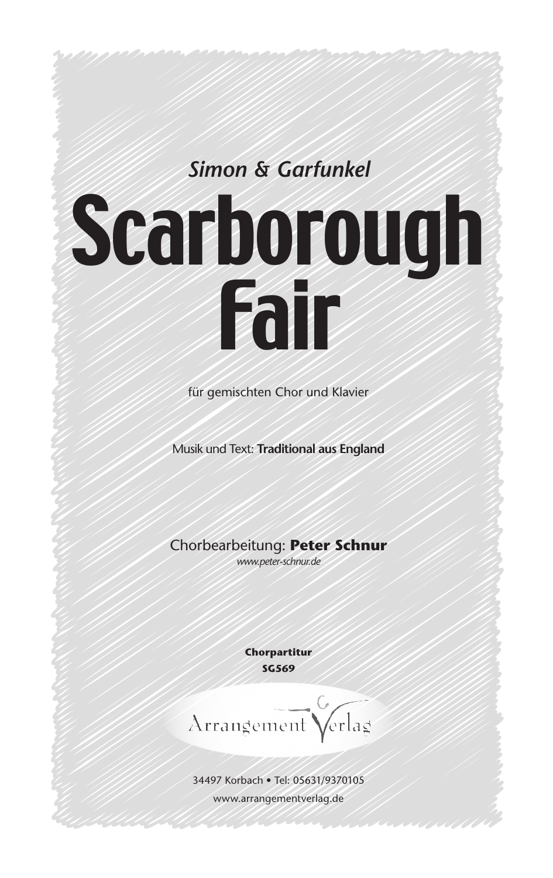*Simon & Garfunkel*

# Scarborough Fair

für gemischten Chor und Klavier

Musik und Text: **Traditional aus England**

Chorbearbeitung: **Peter Schnur**
*www.peter-schnur.de*

**Chorpartitur**
**SG569**

Arrangement Verlag

34497 Korbach • Tel: 05631/9370105
www.arrangementverlag.de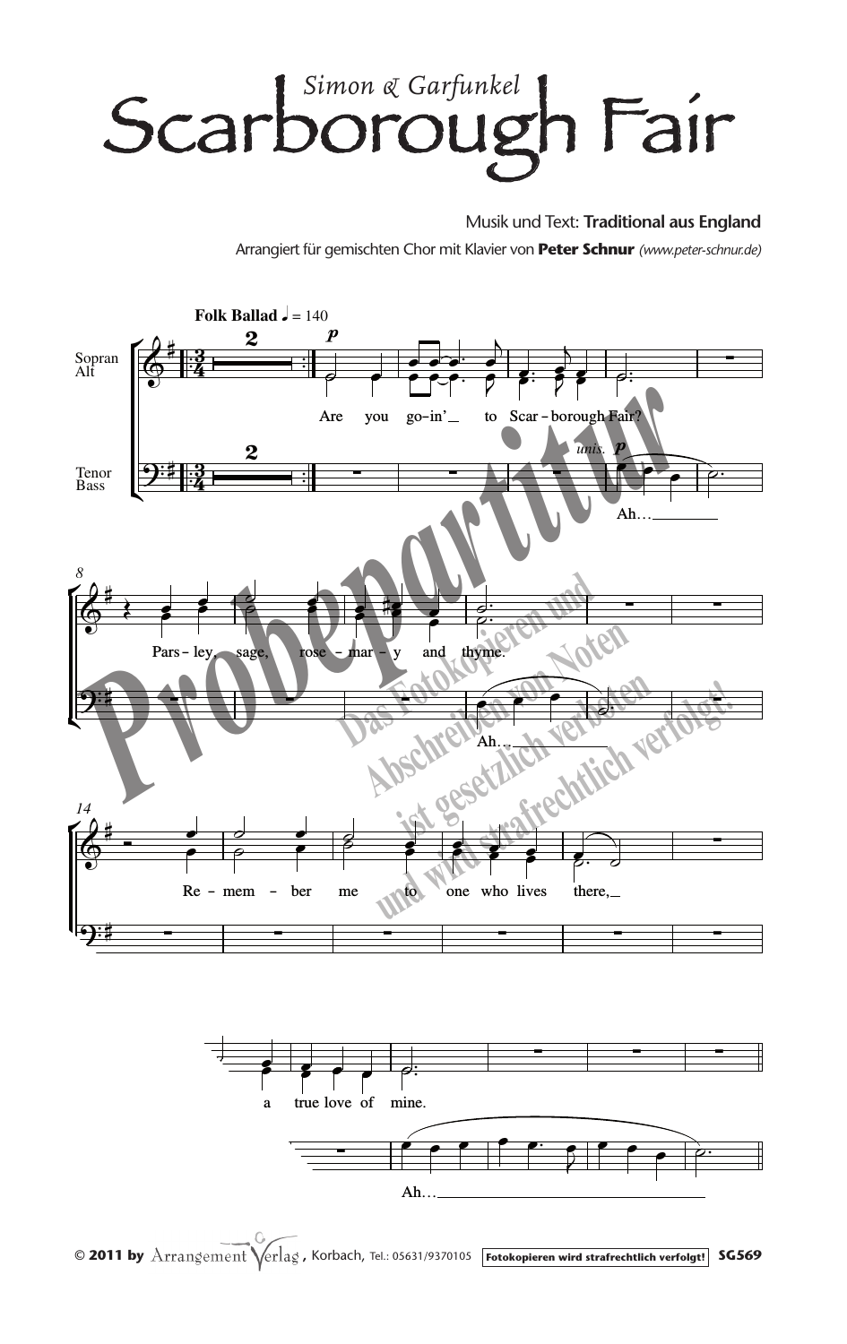*Simon & Garfunkel*

# Scarborough Fair

Musik und Text: **Traditional aus England**

Arrangiert für gemischten Chor mit Klavier von **Peter Schnur** *(www.peter-schnur.de)*

**Folk Ballad** ♩ = 140

Sopran Alt / Tenor Bass

Are you go-in' to Scar-borough Fair?

Ah…

Pars-ley, sage, rose-mar-y and thyme.

Ah…

Re-mem-ber me to one who lives there,

a true love of mine.

Ah…

Probepartitur

Das Fotokopieren und Abschreiben von Noten ist gesetzlich verboten und wird strafrechtlich verfolgt!

© 2011 by Arrangement Verlag, Korbach, Tel.: 05631/9370105 — Fotokopieren wird strafrechtlich verfolgt! — SG569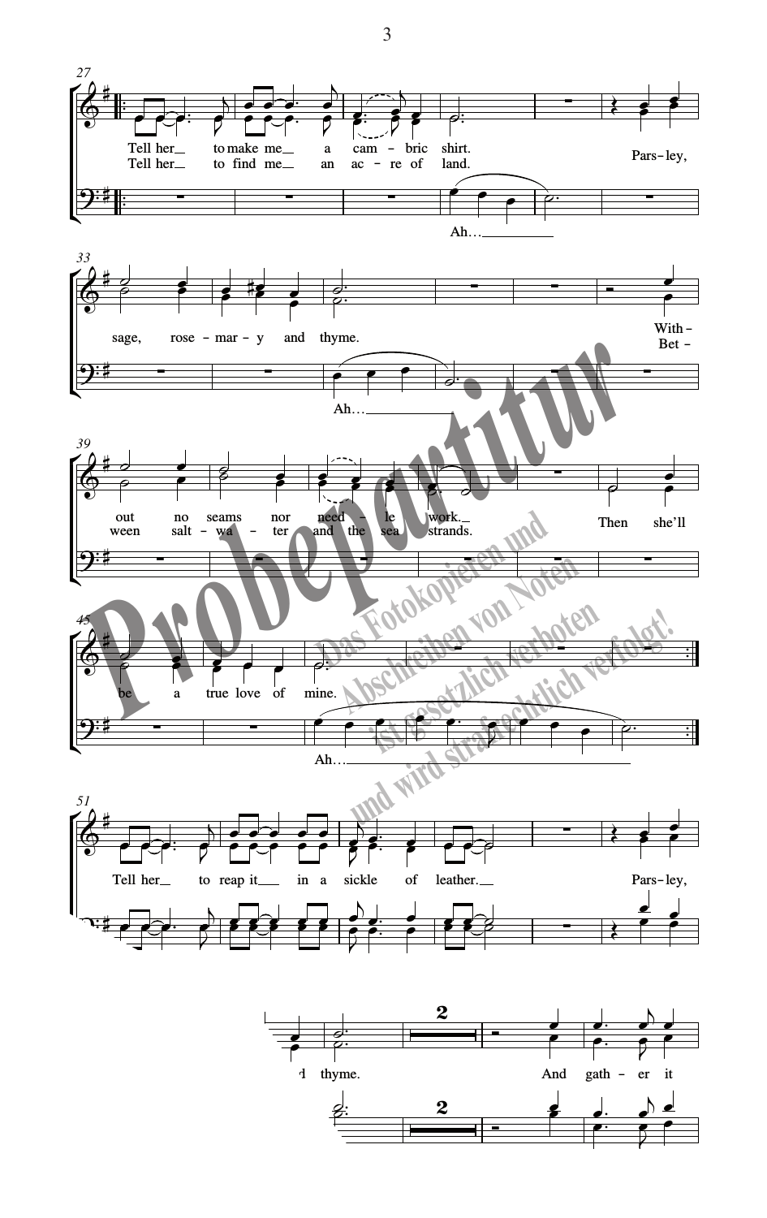27

Tell her to make me a cam - bric shirt.
Tell her to find me an ac - re of land.

Pars - ley,

Ah…

33

sage, rose - mar - y and thyme.

Ah…

With -
Bet -

39

out no seams nor need - le work.
ween salt - wa - ter and the sea strands.

Then she'll

45

be a true love of mine.

Ah…

51

Tell her to reap it in a sickle of leather.

Pars - ley,

d thyme.

2

And gath - er it

2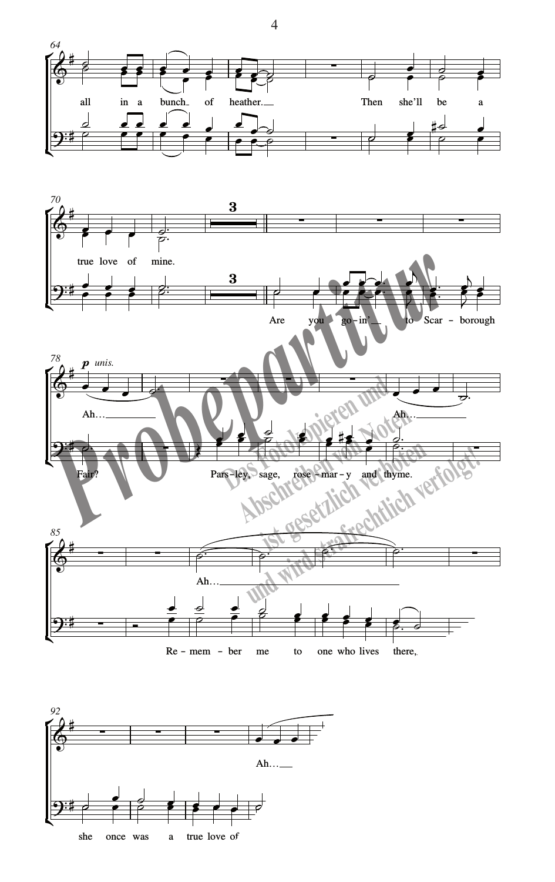64

all in a bunch of heather. Then she'll be a

70

3

true love of mine.

Are you go – in' to Scar – borough

78

*p* *unis.*

Ah… Ah…

Fair? Pars – ley, sage, rose – mar – y and thyme.

85

Ah…

Re – mem – ber me to one who lives there,

92

Ah…

she once was a true love of

Probepartitur

Das Fotokopieren und Abschreiben von Noten ist gesetzlich verboten und wird strafrechtlich verfolgt!